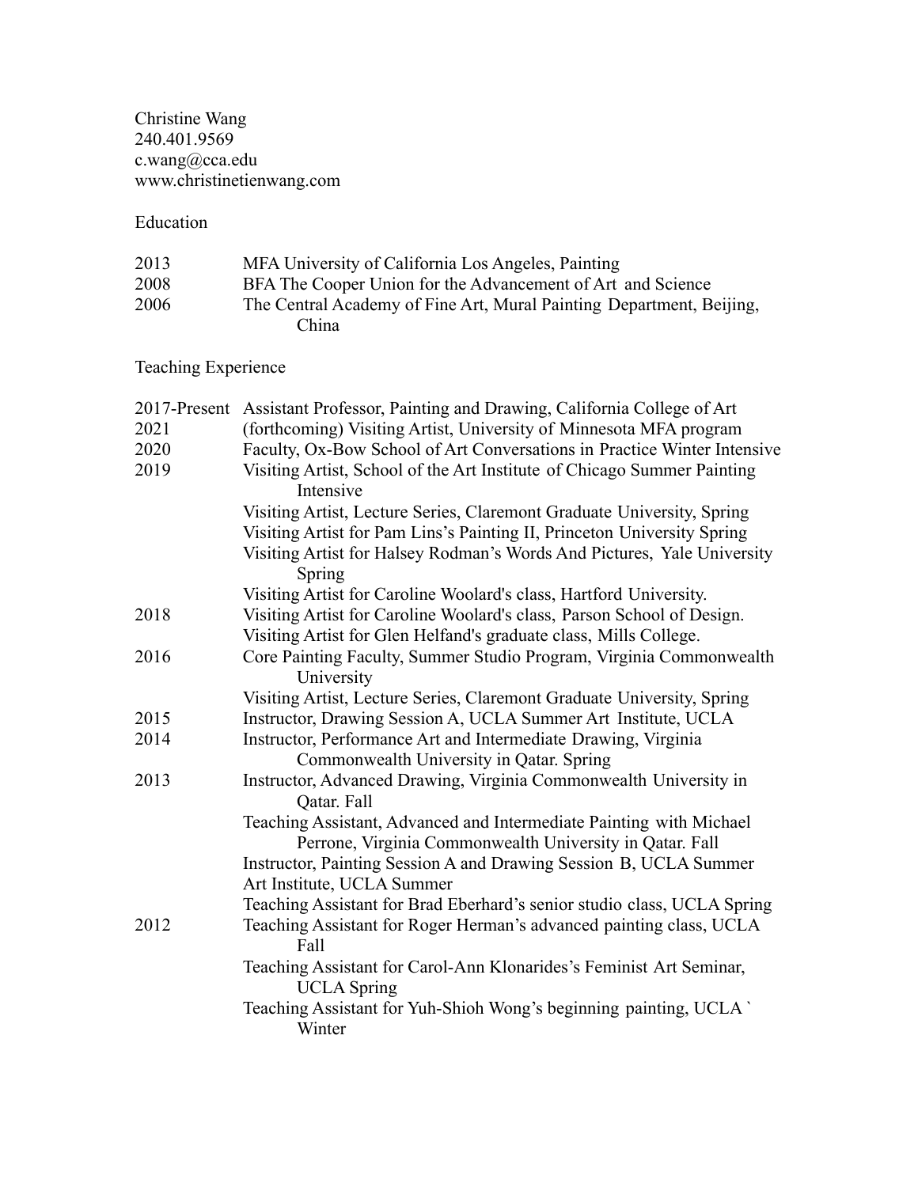Christine Wang
240.401.9569
c.wang@cca.edu
www.christinetienwang.com

## Education

| | |
|---|---|
| 2013 | MFA University of California Los Angeles, Painting |
| 2008 | BFA The Cooper Union for the Advancement of Art and Science |
| 2006 | The Central Academy of Fine Art, Mural Painting Department, Beijing, China |

## Teaching Experience

| | |
|---|---|
| 2017-Present | Assistant Professor, Painting and Drawing, California College of Art |
| 2021 | (forthcoming) Visiting Artist, University of Minnesota MFA program |
| 2020 | Faculty, Ox-Bow School of Art Conversations in Practice Winter Intensive |
| 2019 | Visiting Artist, School of the Art Institute of Chicago Summer Painting Intensive |
| | Visiting Artist, Lecture Series, Claremont Graduate University, Spring |
| | Visiting Artist for Pam Lins's Painting II, Princeton University Spring |
| | Visiting Artist for Halsey Rodman's Words And Pictures, Yale University Spring |
| | Visiting Artist for Caroline Woolard's class, Hartford University. |
| 2018 | Visiting Artist for Caroline Woolard's class, Parson School of Design. |
| | Visiting Artist for Glen Helfand's graduate class, Mills College. |
| 2016 | Core Painting Faculty, Summer Studio Program, Virginia Commonwealth University |
| | Visiting Artist, Lecture Series, Claremont Graduate University, Spring |
| 2015 | Instructor, Drawing Session A, UCLA Summer Art Institute, UCLA |
| 2014 | Instructor, Performance Art and Intermediate Drawing, Virginia Commonwealth University in Qatar. Spring |
| 2013 | Instructor, Advanced Drawing, Virginia Commonwealth University in Qatar. Fall |
| | Teaching Assistant, Advanced and Intermediate Painting with Michael Perrone, Virginia Commonwealth University in Qatar. Fall |
| | Instructor, Painting Session A and Drawing Session B, UCLA Summer Art Institute, UCLA Summer |
| | Teaching Assistant for Brad Eberhard's senior studio class, UCLA Spring |
| 2012 | Teaching Assistant for Roger Herman's advanced painting class, UCLA Fall |
| | Teaching Assistant for Carol-Ann Klonarides's Feminist Art Seminar, UCLA Spring |
| | Teaching Assistant for Yuh-Shioh Wong's beginning painting, UCLA ` Winter |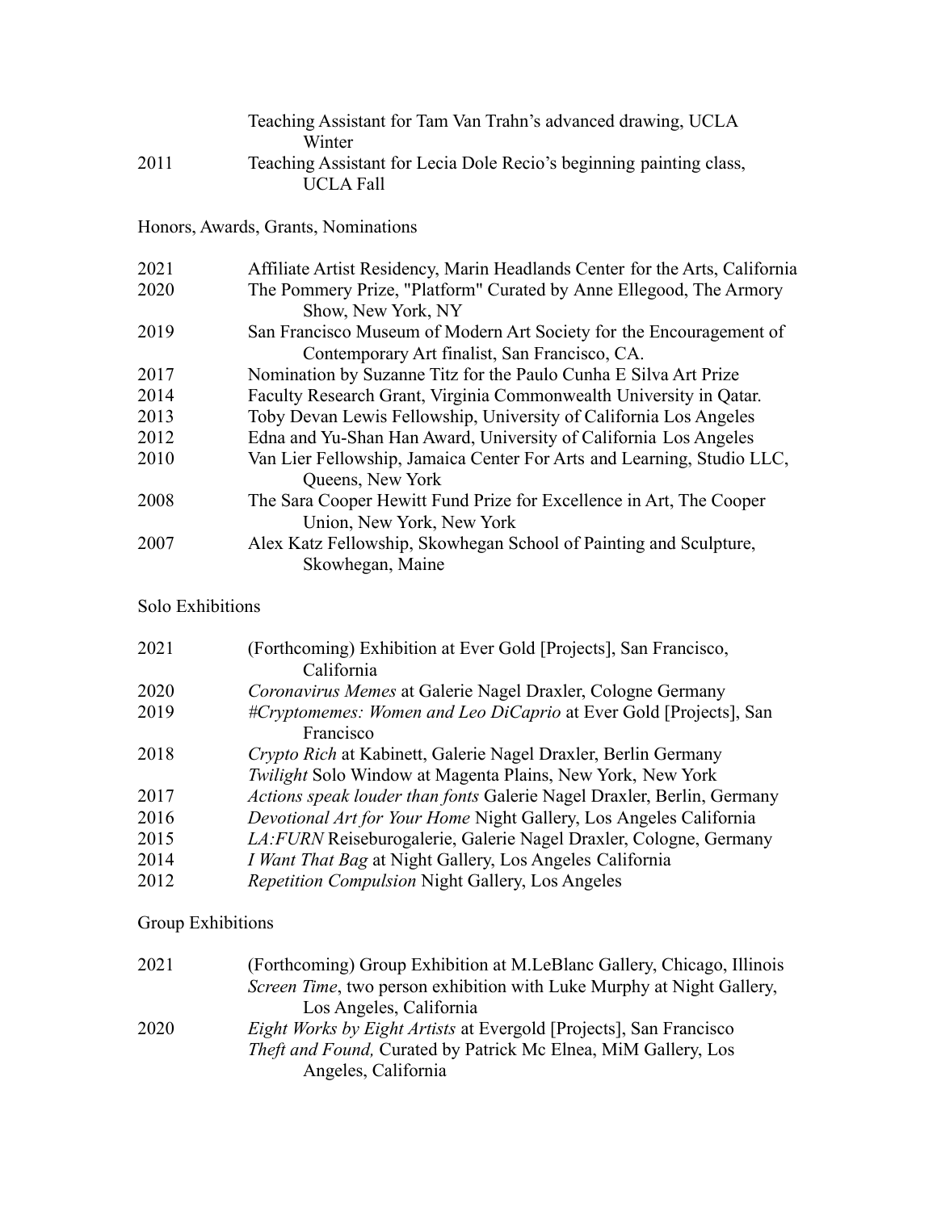Teaching Assistant for Tam Van Trahn's advanced drawing, UCLA Winter

2011 Teaching Assistant for Lecia Dole Recio's beginning painting class, UCLA Fall

## Honors, Awards, Grants, Nominations

2021 Affiliate Artist Residency, Marin Headlands Center for the Arts, California

2020 The Pommery Prize, "Platform" Curated by Anne Ellegood, The Armory Show, New York, NY

2019 San Francisco Museum of Modern Art Society for the Encouragement of Contemporary Art finalist, San Francisco, CA.

2017 Nomination by Suzanne Titz for the Paulo Cunha E Silva Art Prize

2014 Faculty Research Grant, Virginia Commonwealth University in Qatar.

2013 Toby Devan Lewis Fellowship, University of California Los Angeles

2012 Edna and Yu-Shan Han Award, University of California Los Angeles

2010 Van Lier Fellowship, Jamaica Center For Arts and Learning, Studio LLC, Queens, New York

2008 The Sara Cooper Hewitt Fund Prize for Excellence in Art, The Cooper Union, New York, New York

2007 Alex Katz Fellowship, Skowhegan School of Painting and Sculpture, Skowhegan, Maine

## Solo Exhibitions

2021 (Forthcoming) Exhibition at Ever Gold [Projects], San Francisco, California

2020 *Coronavirus Memes* at Galerie Nagel Draxler, Cologne Germany

2019 *#Cryptomemes: Women and Leo DiCaprio* at Ever Gold [Projects], San Francisco

2018 *Crypto Rich* at Kabinett, Galerie Nagel Draxler, Berlin Germany
*Twilight* Solo Window at Magenta Plains, New York, New York

2017 *Actions speak louder than fonts* Galerie Nagel Draxler, Berlin, Germany

2016 *Devotional Art for Your Home* Night Gallery, Los Angeles California

2015 *LA:FURN* Reiseburogalerie, Galerie Nagel Draxler, Cologne, Germany

2014 *I Want That Bag* at Night Gallery, Los Angeles California

2012 *Repetition Compulsion* Night Gallery, Los Angeles

## Group Exhibitions

2021 (Forthcoming) Group Exhibition at M.LeBlanc Gallery, Chicago, Illinois
*Screen Time*, two person exhibition with Luke Murphy at Night Gallery, Los Angeles, California

2020 *Eight Works by Eight Artists* at Evergold [Projects], San Francisco
*Theft and Found,* Curated by Patrick Mc Elnea, MiM Gallery, Los Angeles, California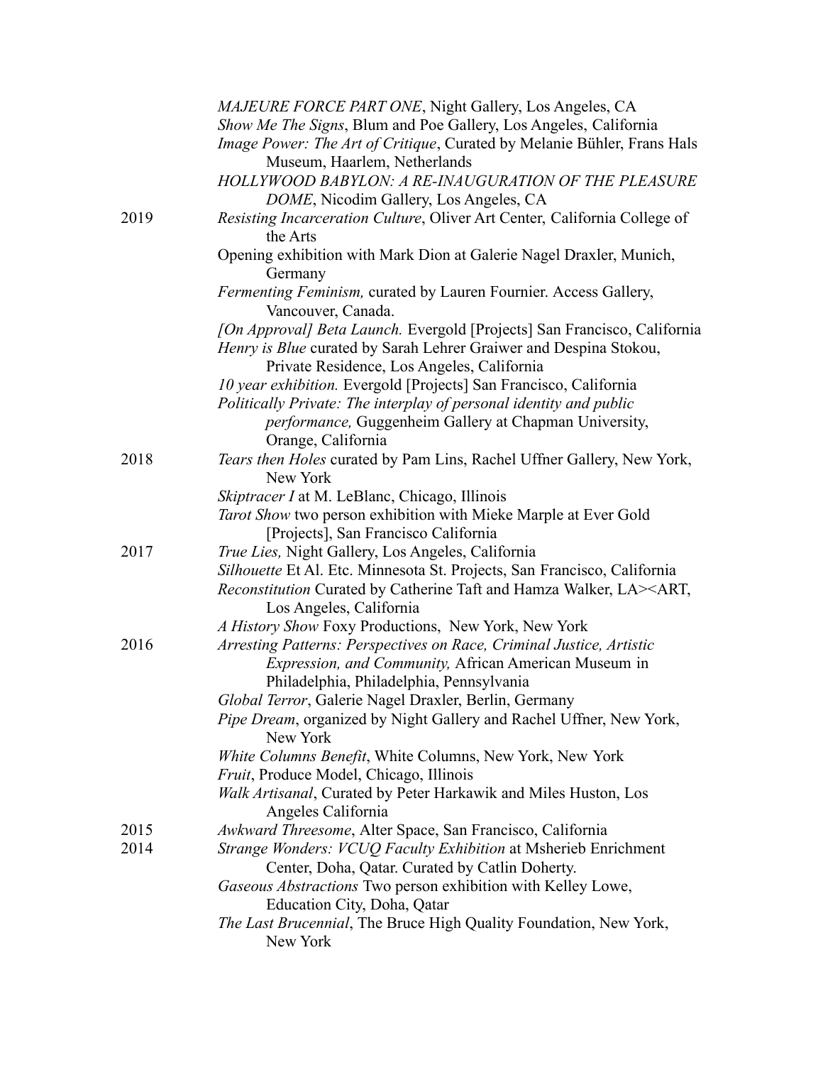*MAJEURE FORCE PART ONE*, Night Gallery, Los Angeles, CA

*Show Me The Signs*, Blum and Poe Gallery, Los Angeles, California

*Image Power: The Art of Critique*, Curated by Melanie Bühler, Frans Hals Museum, Haarlem, Netherlands

*HOLLYWOOD BABYLON: A RE-INAUGURATION OF THE PLEASURE DOME*, Nicodim Gallery, Los Angeles, CA

2019

*Resisting Incarceration Culture*, Oliver Art Center, California College of the Arts

Opening exhibition with Mark Dion at Galerie Nagel Draxler, Munich, Germany

*Fermenting Feminism,* curated by Lauren Fournier. Access Gallery, Vancouver, Canada.

*[On Approval] Beta Launch.* Evergold [Projects] San Francisco, California

*Henry is Blue* curated by Sarah Lehrer Graiwer and Despina Stokou, Private Residence, Los Angeles, California

*10 year exhibition.* Evergold [Projects] San Francisco, California

*Politically Private: The interplay of personal identity and public performance,* Guggenheim Gallery at Chapman University, Orange, California

2018

*Tears then Holes* curated by Pam Lins, Rachel Uffner Gallery, New York, New York

*Skiptracer I* at M. LeBlanc, Chicago, Illinois

*Tarot Show* two person exhibition with Mieke Marple at Ever Gold [Projects], San Francisco California

2017

*True Lies,* Night Gallery, Los Angeles, California

*Silhouette* Et Al. Etc. Minnesota St. Projects, San Francisco, California

*Reconstitution* Curated by Catherine Taft and Hamza Walker, LA><ART, Los Angeles, California

*A History Show* Foxy Productions, New York, New York

2016

*Arresting Patterns: Perspectives on Race, Criminal Justice, Artistic Expression, and Community,* African American Museum in Philadelphia, Philadelphia, Pennsylvania

*Global Terror*, Galerie Nagel Draxler, Berlin, Germany

*Pipe Dream*, organized by Night Gallery and Rachel Uffner, New York, New York

*White Columns Benefit*, White Columns, New York, New York

*Fruit*, Produce Model, Chicago, Illinois

*Walk Artisanal*, Curated by Peter Harkawik and Miles Huston, Los Angeles California

2015

*Awkward Threesome*, Alter Space, San Francisco, California

2014

*Strange Wonders: VCUQ Faculty Exhibition* at Msherieb Enrichment Center, Doha, Qatar. Curated by Catlin Doherty.

*Gaseous Abstractions* Two person exhibition with Kelley Lowe, Education City, Doha, Qatar

*The Last Brucennial*, The Bruce High Quality Foundation, New York, New York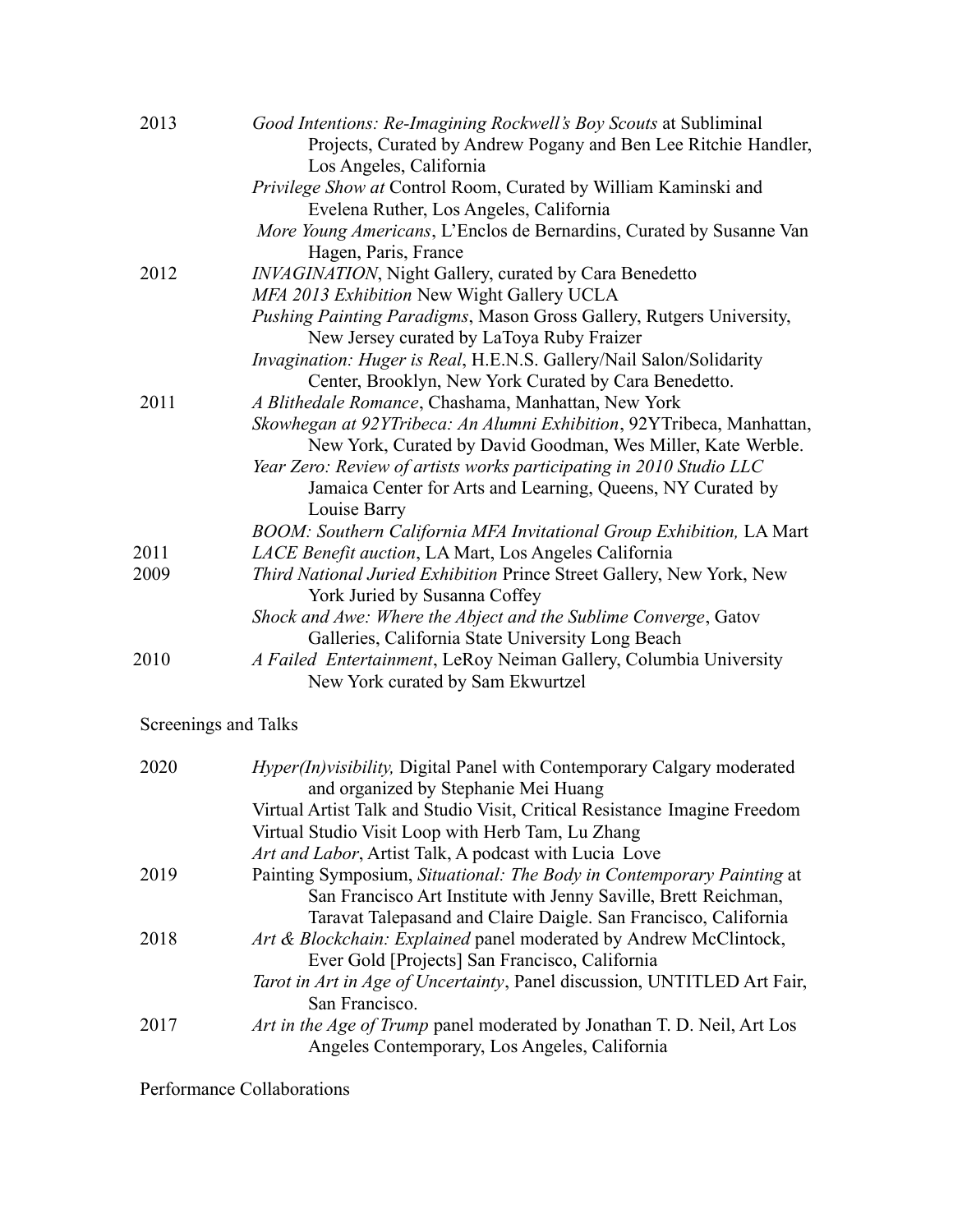2013 *Good Intentions: Re-Imagining Rockwell's Boy Scouts* at Subliminal Projects, Curated by Andrew Pogany and Ben Lee Ritchie Handler, Los Angeles, California

*Privilege Show at* Control Room, Curated by William Kaminski and Evelena Ruther, Los Angeles, California

*More Young Americans*, L'Enclos de Bernardins, Curated by Susanne Van Hagen, Paris, France

2012 *INVAGINATION*, Night Gallery, curated by Cara Benedetto

*MFA 2013 Exhibition* New Wight Gallery UCLA

*Pushing Painting Paradigms*, Mason Gross Gallery, Rutgers University, New Jersey curated by LaToya Ruby Fraizer

*Invagination: Huger is Real*, H.E.N.S. Gallery/Nail Salon/Solidarity Center, Brooklyn, New York Curated by Cara Benedetto.

2011 *A Blithedale Romance*, Chashama, Manhattan, New York

*Skowhegan at 92YTribeca: An Alumni Exhibition*, 92YTribeca, Manhattan, New York, Curated by David Goodman, Wes Miller, Kate Werble.

*Year Zero: Review of artists works participating in 2010 Studio LLC* Jamaica Center for Arts and Learning, Queens, NY Curated by Louise Barry

*BOOM: Southern California MFA Invitational Group Exhibition,* LA Mart

2011 *LACE Benefit auction*, LA Mart, Los Angeles California

2009 *Third National Juried Exhibition* Prince Street Gallery, New York, New York Juried by Susanna Coffey

*Shock and Awe: Where the Abject and the Sublime Converge*, Gatov Galleries, California State University Long Beach

2010 *A Failed Entertainment*, LeRoy Neiman Gallery, Columbia University New York curated by Sam Ekwurtzel

Screenings and Talks

2020 *Hyper(In)visibility,* Digital Panel with Contemporary Calgary moderated and organized by Stephanie Mei Huang

Virtual Artist Talk and Studio Visit, Critical Resistance Imagine Freedom

Virtual Studio Visit Loop with Herb Tam, Lu Zhang

*Art and Labor*, Artist Talk, A podcast with Lucia Love

2019 Painting Symposium, *Situational: The Body in Contemporary Painting* at San Francisco Art Institute with Jenny Saville, Brett Reichman, Taravat Talepasand and Claire Daigle. San Francisco, California

2018 *Art & Blockchain: Explained* panel moderated by Andrew McClintock, Ever Gold [Projects] San Francisco, California

*Tarot in Art in Age of Uncertainty*, Panel discussion, UNTITLED Art Fair, San Francisco.

2017 *Art in the Age of Trump* panel moderated by Jonathan T. D. Neil, Art Los Angeles Contemporary, Los Angeles, California

Performance Collaborations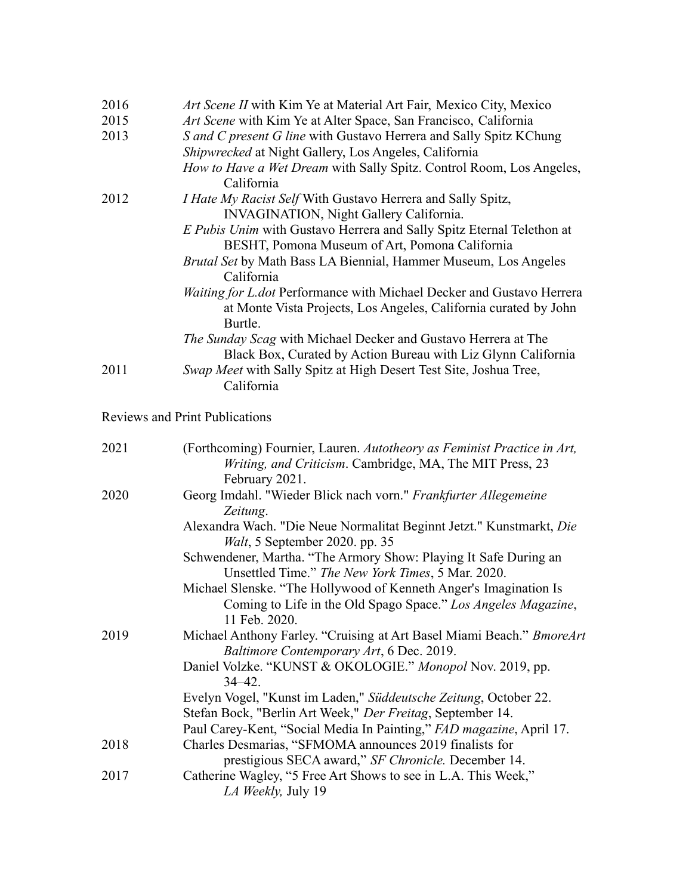2016 *Art Scene II* with Kim Ye at Material Art Fair, Mexico City, Mexico

2015 *Art Scene* with Kim Ye at Alter Space, San Francisco, California

2013 *S and C present G line* with Gustavo Herrera and Sally Spitz KChung

*Shipwrecked* at Night Gallery, Los Angeles, California

*How to Have a Wet Dream* with Sally Spitz. Control Room, Los Angeles, California

2012 *I Hate My Racist Self* With Gustavo Herrera and Sally Spitz, INVAGINATION, Night Gallery California.

*E Pubis Unim* with Gustavo Herrera and Sally Spitz Eternal Telethon at BESHT, Pomona Museum of Art, Pomona California

*Brutal Set* by Math Bass LA Biennial, Hammer Museum, Los Angeles California

*Waiting for L.dot* Performance with Michael Decker and Gustavo Herrera at Monte Vista Projects, Los Angeles, California curated by John Burtle.

*The Sunday Scag* with Michael Decker and Gustavo Herrera at The Black Box, Curated by Action Bureau with Liz Glynn California

2011 *Swap Meet* with Sally Spitz at High Desert Test Site, Joshua Tree, California

Reviews and Print Publications

2021 (Forthcoming) Fournier, Lauren. *Autotheory as Feminist Practice in Art, Writing, and Criticism*. Cambridge, MA, The MIT Press, 23 February 2021.

2020 Georg Imdahl. "Wieder Blick nach vorn." *Frankfurter Allegemeine Zeitung*.

Alexandra Wach. "Die Neue Normalitat Beginnt Jetzt." Kunstmarkt, *Die Walt*, 5 September 2020. pp. 35

Schwendener, Martha. "The Armory Show: Playing It Safe During an Unsettled Time." *The New York Times*, 5 Mar. 2020.

Michael Slenske. "The Hollywood of Kenneth Anger's Imagination Is Coming to Life in the Old Spago Space." *Los Angeles Magazine*, 11 Feb. 2020.

2019 Michael Anthony Farley. "Cruising at Art Basel Miami Beach." *BmoreArt Baltimore Contemporary Art*, 6 Dec. 2019.

Daniel Volzke. "KUNST & OKOLOGIE." *Monopol* Nov. 2019, pp. 34–42.

Evelyn Vogel, "Kunst im Laden," *Süddeutsche Zeitung*, October 22.

Stefan Bock, "Berlin Art Week," *Der Freitag*, September 14.

Paul Carey-Kent, "Social Media In Painting," *FAD magazine*, April 17.

2018 Charles Desmarias, "SFMOMA announces 2019 finalists for prestigious SECA award," *SF Chronicle.* December 14.

2017 Catherine Wagley, "5 Free Art Shows to see in L.A. This Week," *LA Weekly,* July 19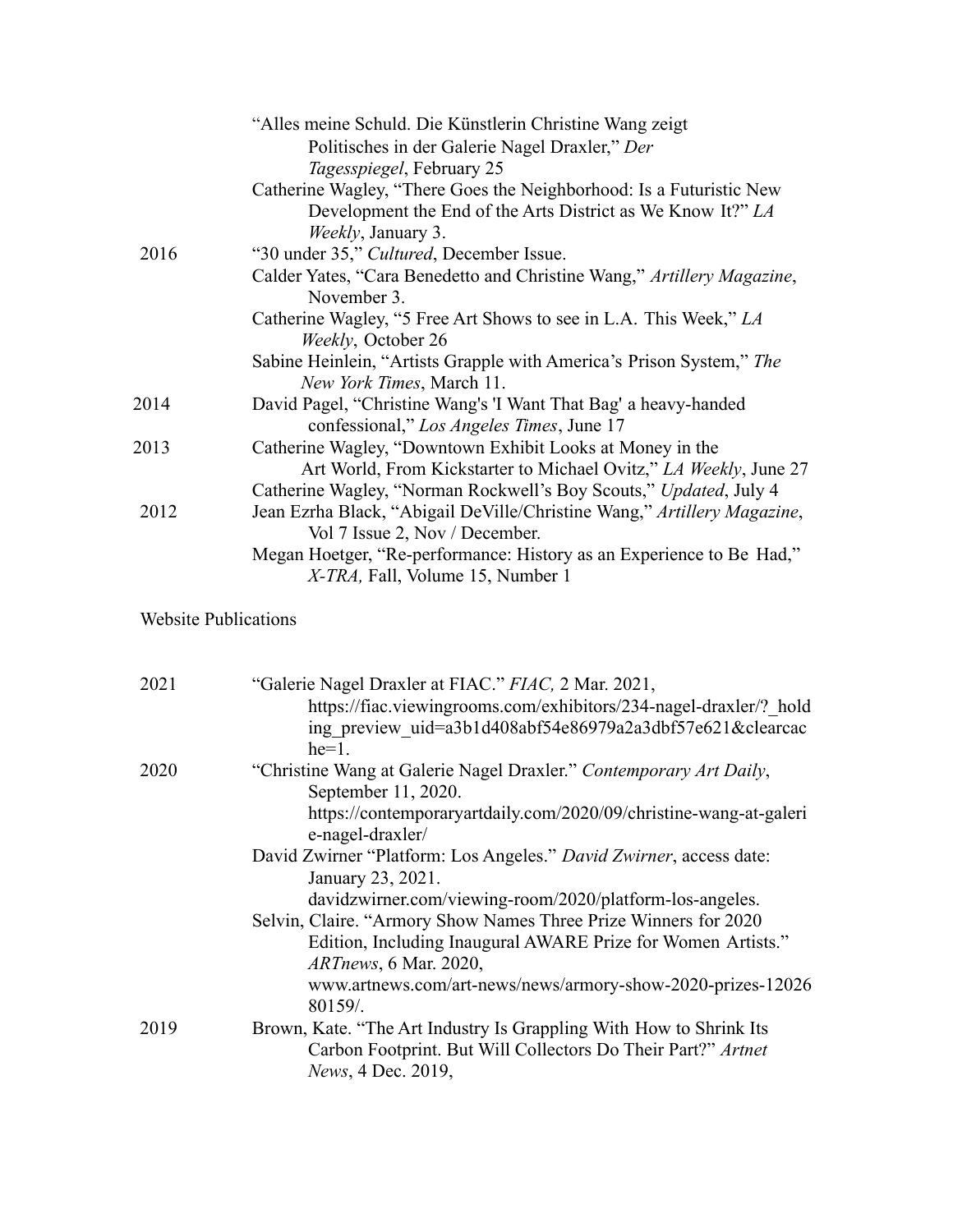“Alles meine Schuld. Die Künstlerin Christine Wang zeigt Politisches in der Galerie Nagel Draxler,” *Der Tagesspiegel*, February 25

Catherine Wagley, “There Goes the Neighborhood: Is a Futuristic New Development the End of the Arts District as We Know It?” *LA Weekly*, January 3.

2016 “30 under 35,” *Cultured*, December Issue.

Calder Yates, “Cara Benedetto and Christine Wang,” *Artillery Magazine*, November 3.

Catherine Wagley, “5 Free Art Shows to see in L.A. This Week,” *LA Weekly*, October 26

Sabine Heinlein, “Artists Grapple with America’s Prison System,” *The New York Times*, March 11.

2014 David Pagel, “Christine Wang's 'I Want That Bag' a heavy-handed confessional,” *Los Angeles Times*, June 17

2013 Catherine Wagley, “Downtown Exhibit Looks at Money in the Art World, From Kickstarter to Michael Ovitz,” *LA Weekly*, June 27

Catherine Wagley, “Norman Rockwell’s Boy Scouts,” *Updated*, July 4

2012 Jean Ezrha Black, “Abigail DeVille/Christine Wang,” *Artillery Magazine*, Vol 7 Issue 2, Nov / December.

Megan Hoetger, “Re-performance: History as an Experience to Be Had,” *X-TRA,* Fall, Volume 15, Number 1

Website Publications

2021 “Galerie Nagel Draxler at FIAC.” *FIAC,* 2 Mar. 2021, https://fiac.viewingrooms.com/exhibitors/234-nagel-draxler/?_holding_preview_uid=a3b1d408abf54e86979a2a3dbf57e621&clearcache=1.

2020 “Christine Wang at Galerie Nagel Draxler.” *Contemporary Art Daily*, September 11, 2020. https://contemporaryartdaily.com/2020/09/christine-wang-at-galerie-nagel-draxler/

David Zwirner “Platform: Los Angeles.” *David Zwirner*, access date: January 23, 2021. davidzwirner.com/viewing-room/2020/platform-los-angeles.

Selvin, Claire. “Armory Show Names Three Prize Winners for 2020 Edition, Including Inaugural AWARE Prize for Women Artists.” *ARTnews*, 6 Mar. 2020, www.artnews.com/art-news/news/armory-show-2020-prizes-1202680159/.

2019 Brown, Kate. “The Art Industry Is Grappling With How to Shrink Its Carbon Footprint. But Will Collectors Do Their Part?” *Artnet News*, 4 Dec. 2019,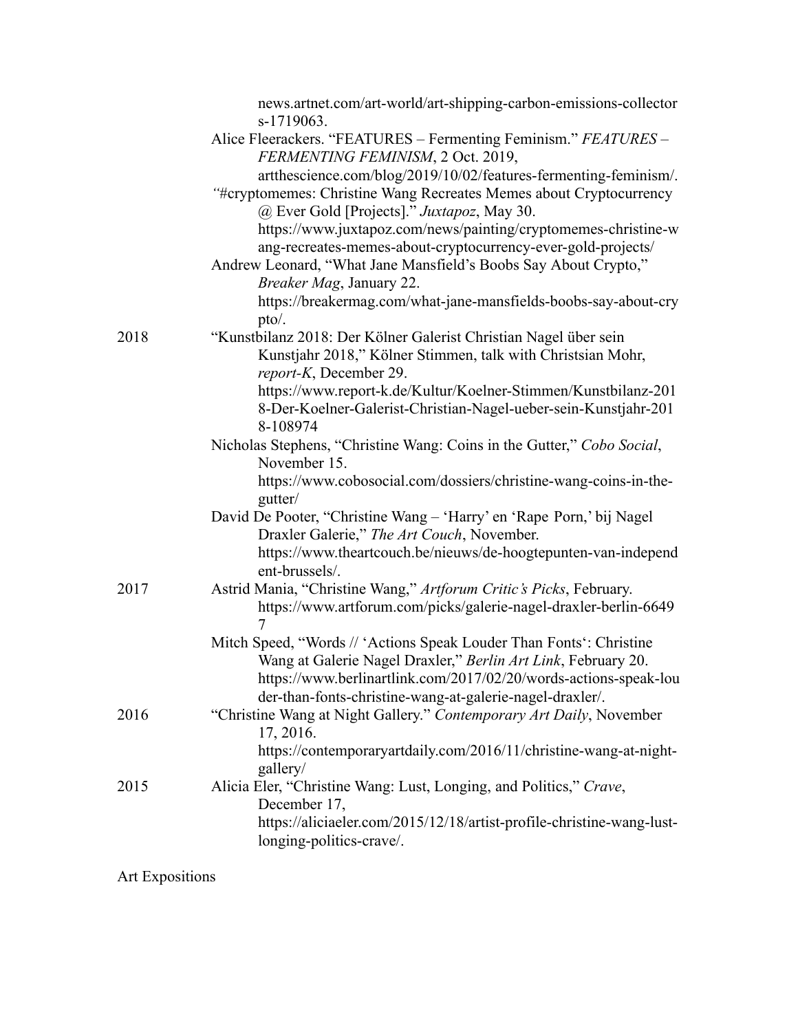news.artnet.com/art-world/art-shipping-carbon-emissions-collectors-1719063.

Alice Fleerackers. "FEATURES – Fermenting Feminism." *FEATURES – FERMENTING FEMINISM*, 2 Oct. 2019, artthescience.com/blog/2019/10/02/features-fermenting-feminism/.

"#cryptomemes: Christine Wang Recreates Memes about Cryptocurrency @ Ever Gold [Projects]." *Juxtapoz*, May 30. https://www.juxtapoz.com/news/painting/cryptomemes-christine-wang-recreates-memes-about-cryptocurrency-ever-gold-projects/

Andrew Leonard, "What Jane Mansfield's Boobs Say About Crypto," *Breaker Mag*, January 22. https://breakermag.com/what-jane-mansfields-boobs-say-about-crypto/.

2018

"Kunstbilanz 2018: Der Kölner Galerist Christian Nagel über sein Kunstjahr 2018," Kölner Stimmen, talk with Christsian Mohr, *report-K*, December 29. https://www.report-k.de/Kultur/Koelner-Stimmen/Kunstbilanz-2018-Der-Koelner-Galerist-Christian-Nagel-ueber-sein-Kunstjahr-2018-108974

Nicholas Stephens, "Christine Wang: Coins in the Gutter," *Cobo Social*, November 15. https://www.cobosocial.com/dossiers/christine-wang-coins-in-the-gutter/

David De Pooter, "Christine Wang – 'Harry' en 'Rape Porn,' bij Nagel Draxler Galerie," *The Art Couch*, November. https://www.theartcouch.be/nieuws/de-hoogtepunten-van-independent-brussels/.

2017

Astrid Mania, "Christine Wang," *Artforum Critic's Picks*, February. https://www.artforum.com/picks/galerie-nagel-draxler-berlin-66497

Mitch Speed, "Words // 'Actions Speak Louder Than Fonts': Christine Wang at Galerie Nagel Draxler," *Berlin Art Link*, February 20. https://www.berlinartlink.com/2017/02/20/words-actions-speak-louder-than-fonts-christine-wang-at-galerie-nagel-draxler/.

2016

"Christine Wang at Night Gallery." *Contemporary Art Daily*, November 17, 2016. https://contemporaryartdaily.com/2016/11/christine-wang-at-night-gallery/

2015

Alicia Eler, "Christine Wang: Lust, Longing, and Politics," *Crave*, December 17, https://aliciaeler.com/2015/12/18/artist-profile-christine-wang-lust-longing-politics-crave/.

Art Expositions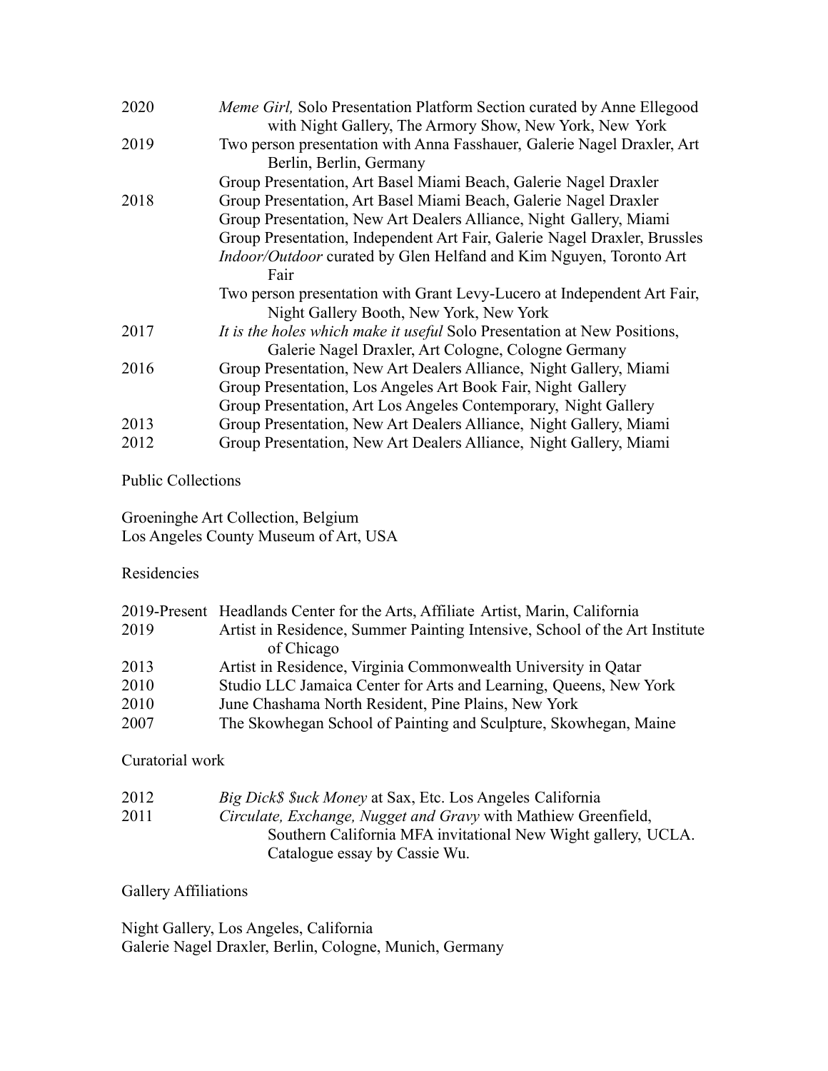| | |
|---|---|
| 2020 | *Meme Girl,* Solo Presentation Platform Section curated by Anne Ellegood with Night Gallery, The Armory Show, New York, New York |
| 2019 | Two person presentation with Anna Fasshauer, Galerie Nagel Draxler, Art Berlin, Berlin, Germany |
| | Group Presentation, Art Basel Miami Beach, Galerie Nagel Draxler |
| 2018 | Group Presentation, Art Basel Miami Beach, Galerie Nagel Draxler |
| | Group Presentation, New Art Dealers Alliance, Night Gallery, Miami |
| | Group Presentation, Independent Art Fair, Galerie Nagel Draxler, Brussles |
| | *Indoor/Outdoor* curated by Glen Helfand and Kim Nguyen, Toronto Art Fair |
| | Two person presentation with Grant Levy-Lucero at Independent Art Fair, Night Gallery Booth, New York, New York |
| 2017 | *It is the holes which make it useful* Solo Presentation at New Positions, Galerie Nagel Draxler, Art Cologne, Cologne Germany |
| 2016 | Group Presentation, New Art Dealers Alliance, Night Gallery, Miami |
| | Group Presentation, Los Angeles Art Book Fair, Night Gallery |
| | Group Presentation, Art Los Angeles Contemporary, Night Gallery |
| 2013 | Group Presentation, New Art Dealers Alliance, Night Gallery, Miami |
| 2012 | Group Presentation, New Art Dealers Alliance, Night Gallery, Miami |

## Public Collections

Groeninghe Art Collection, Belgium
Los Angeles County Museum of Art, USA

## Residencies

| | |
|---|---|
| 2019-Present | Headlands Center for the Arts, Affiliate Artist, Marin, California |
| 2019 | Artist in Residence, Summer Painting Intensive, School of the Art Institute of Chicago |
| 2013 | Artist in Residence, Virginia Commonwealth University in Qatar |
| 2010 | Studio LLC Jamaica Center for Arts and Learning, Queens, New York |
| 2010 | June Chashama North Resident, Pine Plains, New York |
| 2007 | The Skowhegan School of Painting and Sculpture, Skowhegan, Maine |

## Curatorial work

| | |
|---|---|
| 2012 | *Big Dick$ $uck Money* at Sax, Etc. Los Angeles California |
| 2011 | *Circulate, Exchange, Nugget and Gravy* with Mathiew Greenfield, Southern California MFA invitational New Wight gallery, UCLA. Catalogue essay by Cassie Wu. |

## Gallery Affiliations

Night Gallery, Los Angeles, California
Galerie Nagel Draxler, Berlin, Cologne, Munich, Germany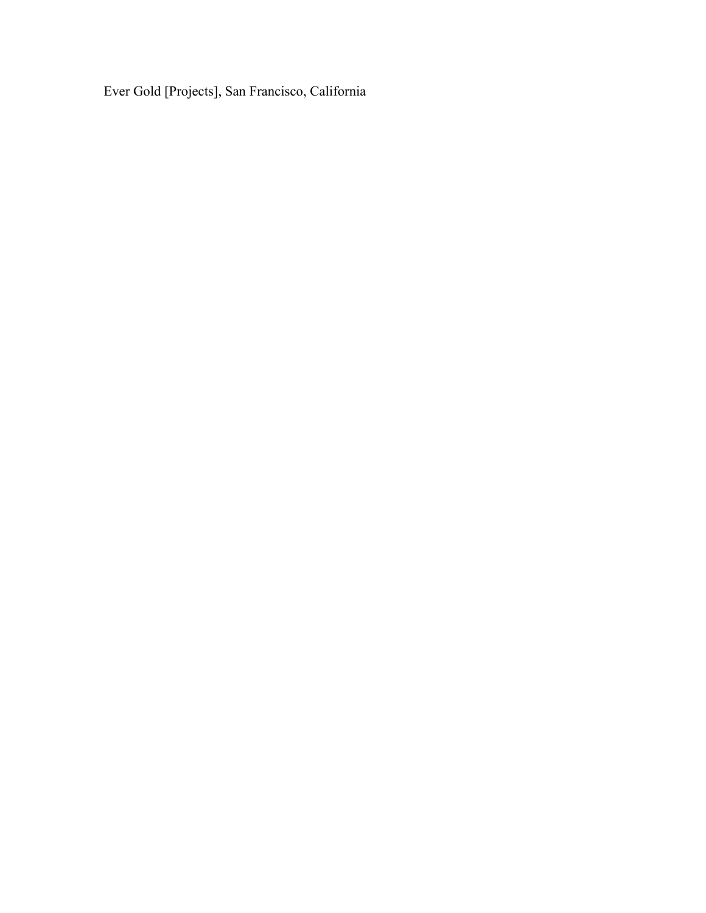Ever Gold [Projects], San Francisco, California